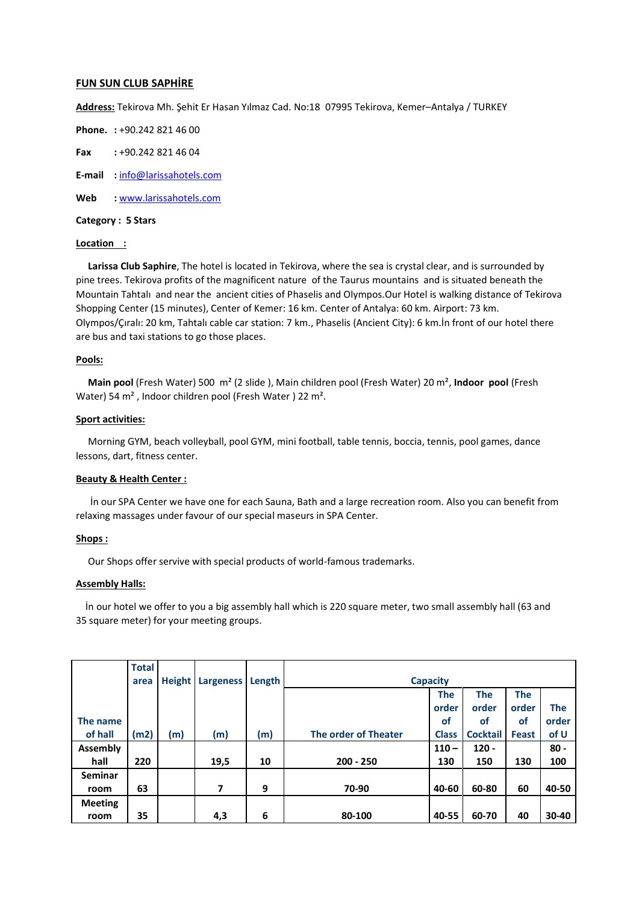## FUN SUN CLUB SAPHİRE

**Address:** Tekirova Mh. Şehit Er Hasan Yılmaz Cad. No:18 07995 Tekirova, Kemer–Antalya / TURKEY

**Phone.** : +90.242 821 46 00

**Fax** : +90.242 821 46 04

**E-mail** : info@larissahotels.com

**Web** : www.larissahotels.com

**Category : 5 Stars**

### Location :

**Larissa Club Saphire**, The hotel is located in Tekirova, where the sea is crystal clear, and is surrounded by pine trees. Tekirova profits of the magnificent nature of the Taurus mountains and is situated beneath the Mountain Tahtalı and near the ancient cities of Phaselis and Olympos.Our Hotel is walking distance of Tekirova Shopping Center (15 minutes), Center of Kemer: 16 km. Center of Antalya: 60 km. Airport: 73 km. Olympos/Çıralı: 20 km, Tahtalı cable car station: 7 km., Phaselis (Ancient City): 6 km.İn front of our hotel there are bus and taxi stations to go those places.

### Pools:

**Main pool** (Fresh Water) 500 m² (2 slide ), Main children pool (Fresh Water) 20 m², **Indoor pool** (Fresh Water) 54 m² , Indoor children pool (Fresh Water ) 22 m².

### Sport activities:

Morning GYM, beach volleyball, pool GYM, mini football, table tennis, boccia, tennis, pool games, dance lessons, dart, fitness center.

### Beauty & Health Center :

İn our SPA Center we have one for each Sauna, Bath and a large recreation room. Also you can benefit from relaxing massages under favour of our special maseurs in SPA Center.

### Shops :

Our Shops offer servive with special products of world-famous trademarks.

### Assembly Halls:

İn our hotel we offer to you a big assembly hall which is 220 square meter, two small assembly hall (63 and 35 square meter) for your meeting groups.

| | Total area | Height | Largeness | Length | Capacity | | | | |
|---|---|---|---|---|---|---|---|---|---|
| The name of hall | (m2) | (m) | (m) | (m) | The order of Theater | The order of Class | The order of Cocktail | The order of Feast | The order of U |
| Assembly hall | 220 | | 19,5 | 10 | 200 - 250 | 110 – 130 | 120 - 150 | 130 | 80 - 100 |
| Seminar room | 63 | | 7 | 9 | 70-90 | 40-60 | 60-80 | 60 | 40-50 |
| Meeting room | 35 | | 4,3 | 6 | 80-100 | 40-55 | 60-70 | 40 | 30-40 |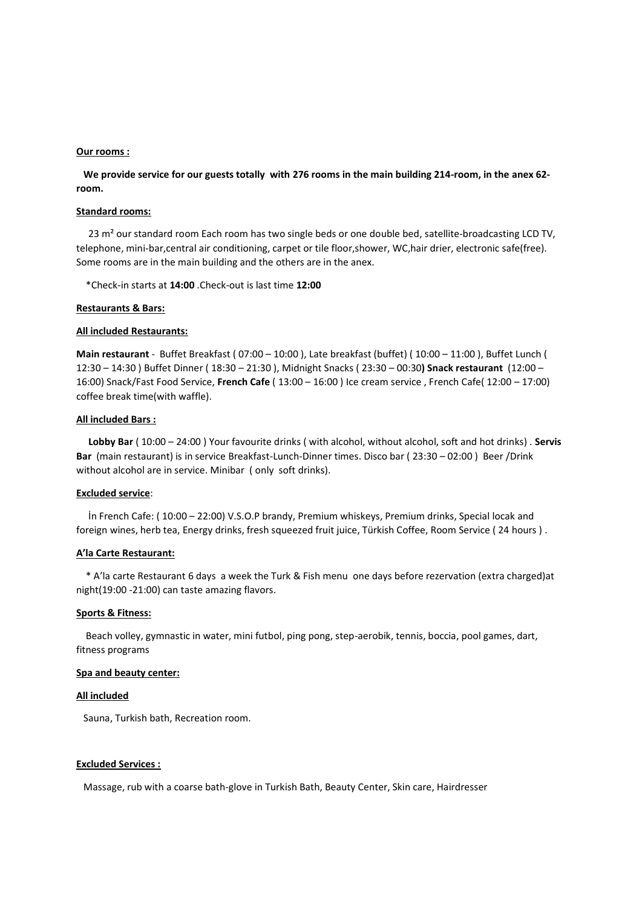**Our rooms :**

**We provide service for our guests totally with 276 rooms in the main building 214-room, in the anex 62-room.**

**Standard rooms:**

23 m² our standard room Each room has two single beds or one double bed, satellite-broadcasting LCD TV, telephone, mini-bar,central air conditioning, carpet or tile floor,shower, WC,hair drier, electronic safe(free). Some rooms are in the main building and the others are in the anex.

*Check-in starts at **14:00** .Check-out is last time **12:00**

**Restaurants & Bars:**

**All included Restaurants:**

**Main restaurant** - Buffet Breakfast ( 07:00 – 10:00 ), Late breakfast (buffet) ( 10:00 – 11:00 ), Buffet Lunch ( 12:30 – 14:30 ) Buffet Dinner ( 18:30 – 21:30 ), Midnight Snacks ( 23:30 – 00:30**) Snack restaurant** (12:00 – 16:00) Snack/Fast Food Service, **French Cafe** ( 13:00 – 16:00 ) Ice cream service , French Cafe( 12:00 – 17:00) coffee break time(with waffle).

**All included Bars :**

**Lobby Bar** ( 10:00 – 24:00 ) Your favourite drinks ( with alcohol, without alcohol, soft and hot drinks) . **Servis Bar** (main restaurant) is in service Breakfast-Lunch-Dinner times. Disco bar ( 23:30 – 02:00 ) Beer /Drink without alcohol are in service. Minibar ( only soft drinks).

**Excluded service**:

İn French Cafe: ( 10:00 – 22:00) V.S.O.P brandy, Premium whiskeys, Premium drinks, Special locak and foreign wines, herb tea, Energy drinks, fresh squeezed fruit juice, Türkish Coffee, Room Service ( 24 hours ) .

**A'la Carte Restaurant:**

* A'la carte Restaurant 6 days a week the Turk & Fish menu one days before rezervation (extra charged)at night(19:00 -21:00) can taste amazing flavors.

**Sports & Fitness:**

Beach volley, gymnastic in water, mini futbol, ping pong, step-aerobik, tennis, boccia, pool games, dart, fitness programs

**Spa and beauty center:**

**All included**

Sauna, Turkish bath, Recreation room.

**Excluded Services :**

Massage, rub with a coarse bath-glove in Turkish Bath, Beauty Center, Skin care, Hairdresser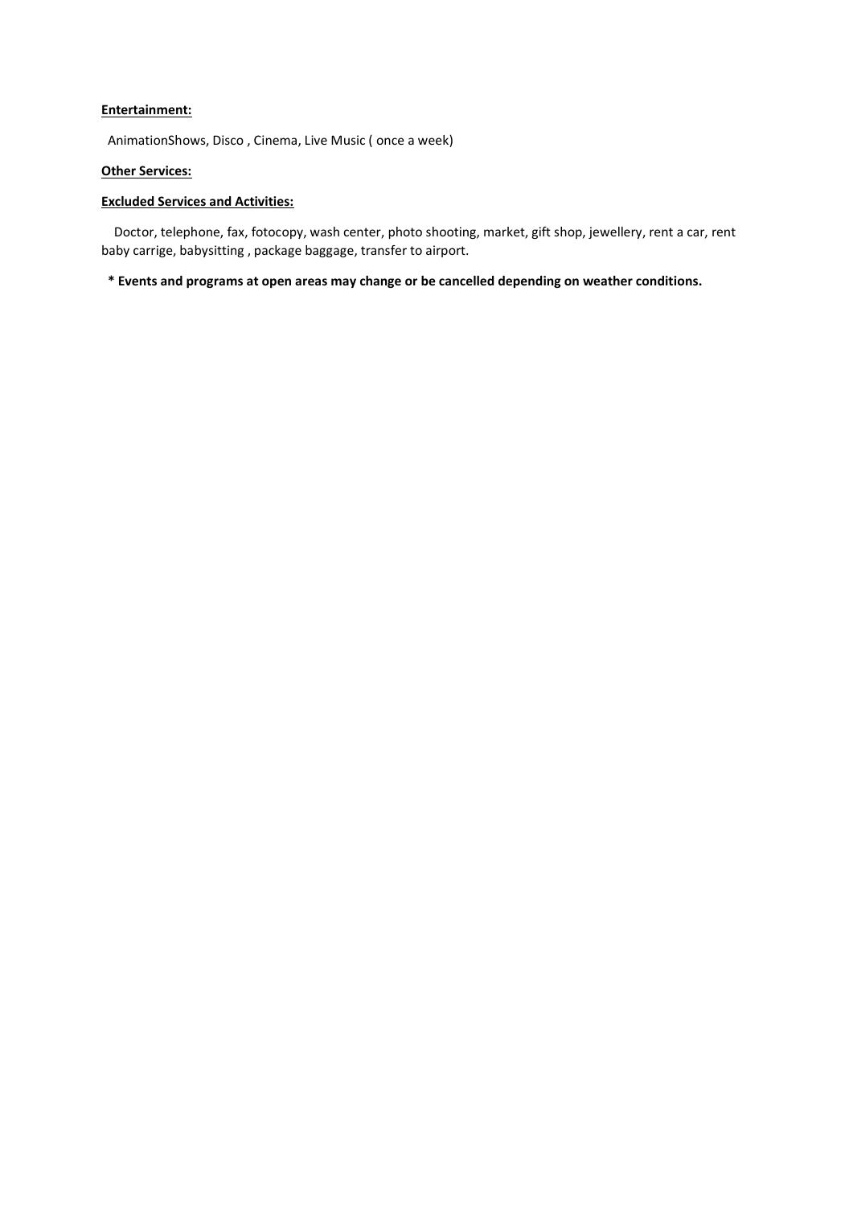**Entertainment:**

AnimationShows, Disco , Cinema, Live Music ( once a week)

**Other Services:**

**Excluded Services and Activities:**

Doctor, telephone, fax, fotocopy, wash center, photo shooting, market, gift shop, jewellery, rent a car, rent baby carrige, babysitting , package baggage, transfer to airport.

**\* Events and programs at open areas may change or be cancelled depending on weather conditions.**